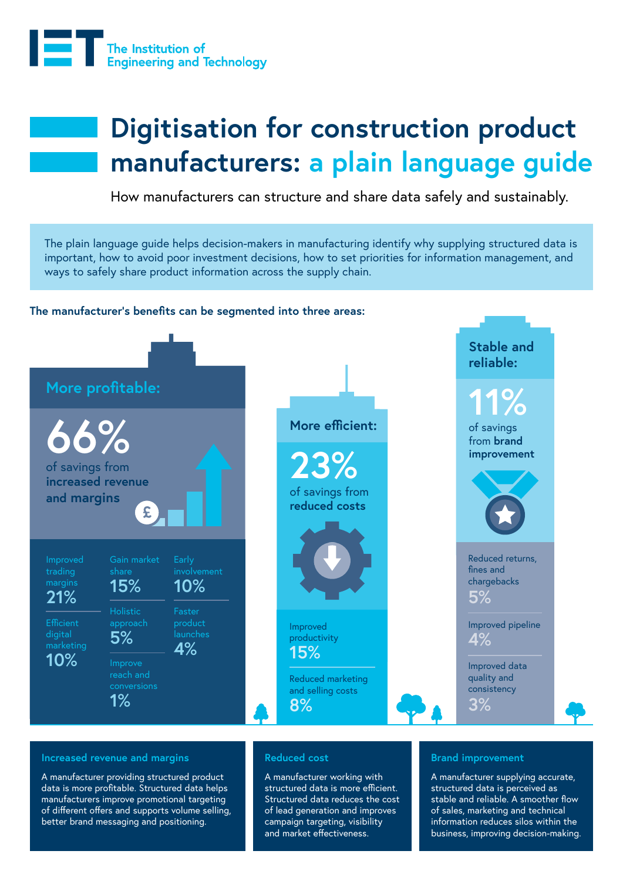The Institution of Engineering and Technology

# Digitisation for construction product manufacturers: a plain language guide

How manufacturers can structure and share data safely and sustainably.

The plain language guide helps decision-makers in manufacturing identify why supplying structured data is important, how to avoid poor investment decisions, how to set priorities for information management, and ways to safely share product information across the supply chain.

**The manufacturer's benefits can be segmented into three areas:**

## More profitable:

**66%** of savings from **increased revenue and margins**

- Improved trading margins **21%**
- Efficient digital marketing **10%**
- Gain market share **15%**
- Holistic approach **5%**
- Improve reach and conversions **1%**
- Early involvement **10%**
- Faster product launches **4%**

## More efficient:

**23%** of savings from **reduced costs**

- Improved productivity **15%**
- Reduced marketing and selling costs **8%**

## Stable and reliable:

**11%** of savings from **brand improvement**

- Reduced returns, fines and chargebacks **5%**
- Improved pipeline **4%**
- Improved data quality and consistency **3%**

### Increased revenue and margins

A manufacturer providing structured product data is more profitable. Structured data helps manufacturers improve promotional targeting of different offers and supports volume selling, better brand messaging and positioning.

### Reduced cost

A manufacturer working with structured data is more efficient. Structured data reduces the cost of lead generation and improves campaign targeting, visibility and market effectiveness.

### Brand improvement

A manufacturer supplying accurate, structured data is perceived as stable and reliable. A smoother flow of sales, marketing and technical information reduces silos within the business, improving decision-making.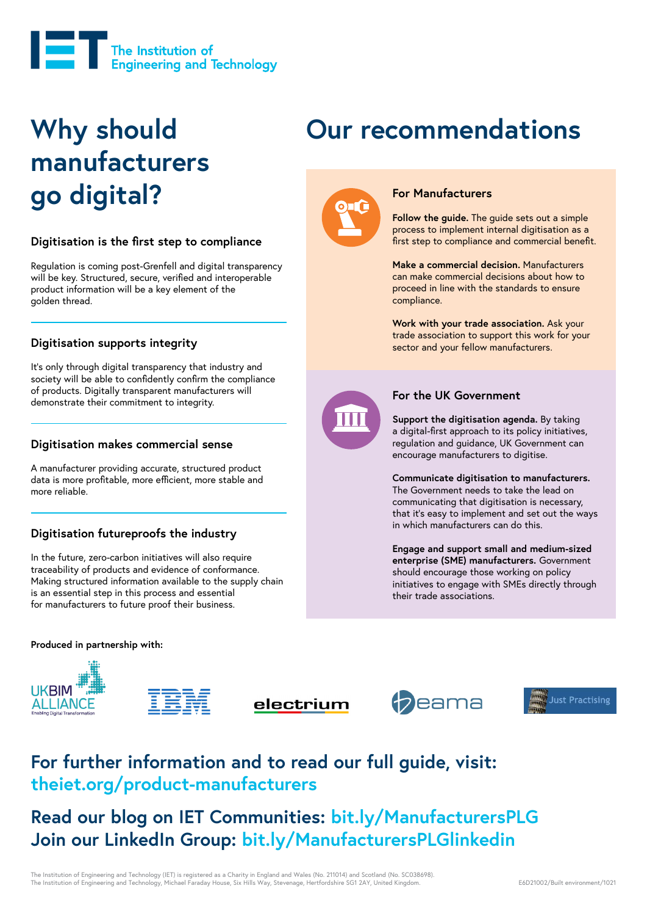The Institution of Engineering and Technology

# Why should manufacturers go digital?

### Digitisation is the first step to compliance

Regulation is coming post-Grenfell and digital transparency will be key. Structured, secure, verified and interoperable product information will be a key element of the golden thread.

### Digitisation supports integrity

It's only through digital transparency that industry and society will be able to confidently confirm the compliance of products. Digitally transparent manufacturers will demonstrate their commitment to integrity.

### Digitisation makes commercial sense

A manufacturer providing accurate, structured product data is more profitable, more efficient, more stable and more reliable.

### Digitisation futureproofs the industry

In the future, zero-carbon initiatives will also require traceability of products and evidence of conformance. Making structured information available to the supply chain is an essential step in this process and essential for manufacturers to future proof their business.

# Our recommendations

### For Manufacturers

**Follow the guide.** The guide sets out a simple process to implement internal digitisation as a first step to compliance and commercial benefit.

**Make a commercial decision.** Manufacturers can make commercial decisions about how to proceed in line with the standards to ensure compliance.

**Work with your trade association.** Ask your trade association to support this work for your sector and your fellow manufacturers.

### For the UK Government

**Support the digitisation agenda.** By taking a digital-first approach to its policy initiatives, regulation and guidance, UK Government can encourage manufacturers to digitise.

**Communicate digitisation to manufacturers.** The Government needs to take the lead on communicating that digitisation is necessary, that it's easy to implement and set out the ways in which manufacturers can do this.

**Engage and support small and medium-sized enterprise (SME) manufacturers.** Government should encourage those working on policy initiatives to engage with SMEs directly through their trade associations.

**Produced in partnership with:**

UKBIM Alliance – Enabling Digital Transformation, IBM, electrium, beama, Just Practising

## For further information and to read our full guide, visit: theiet.org/product-manufacturers

## Read our blog on IET Communities: bit.ly/ManufacturersPLG
## Join our LinkedIn Group: bit.ly/ManufacturersPLGlinkedin

The Institution of Engineering and Technology (IET) is registered as a Charity in England and Wales (No. 211014) and Scotland (No. SC038698).
The Institution of Engineering and Technology, Michael Faraday House, Six Hills Way, Stevenage, Hertfordshire SG1 2AY, United Kingdom.

E6D21002/Built environment/1021